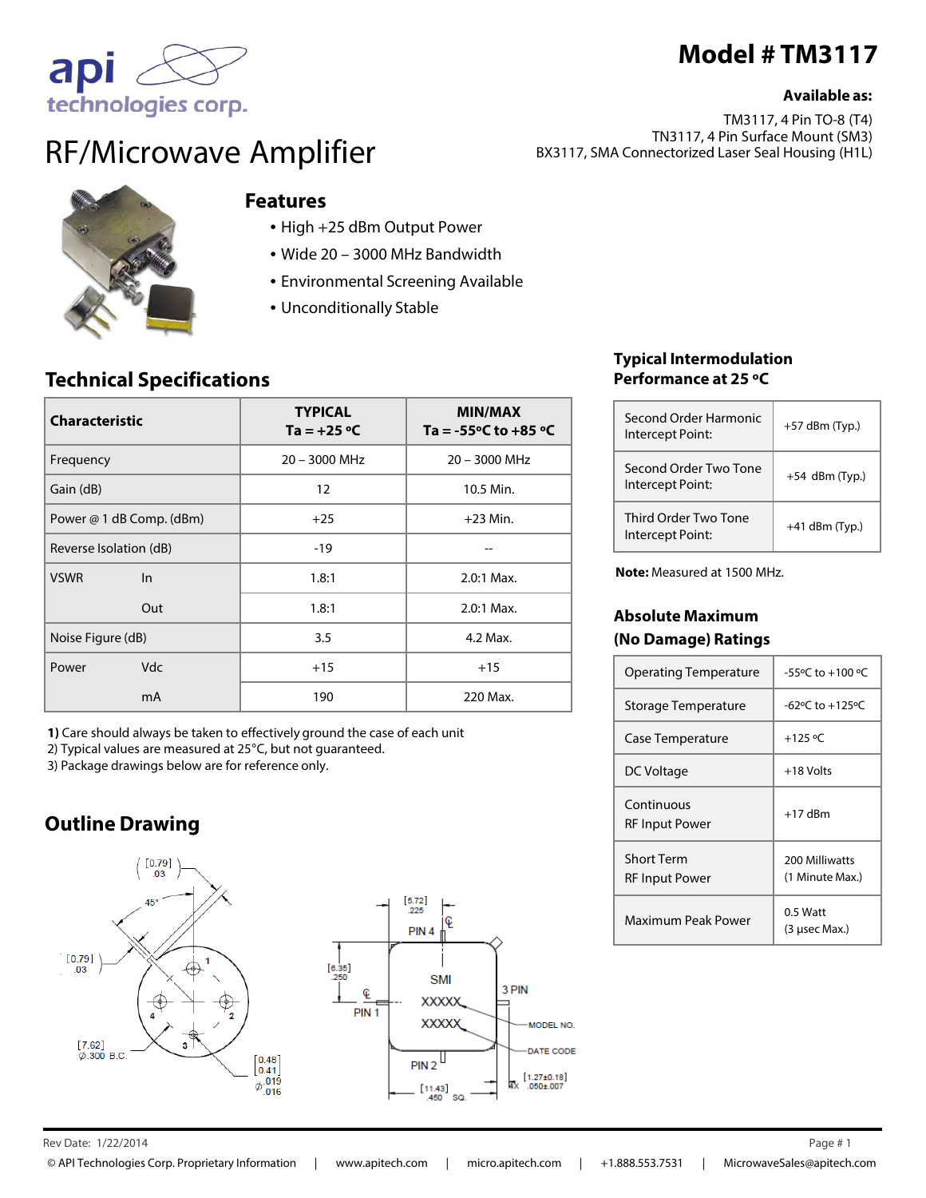# Model # TM3117

**Available as:**

TM3117, 4 Pin TO-8 (T4)
TN3117, 4 Pin Surface Mount (SM3)
BX3117, SMA Connectorized Laser Seal Housing (H1L)

# RF/Microwave Amplifier

## Features

- High +25 dBm Output Power
- Wide 20 – 3000 MHz Bandwidth
- Environmental Screening Available
- Unconditionally Stable

## Technical Specifications

| Characteristic | | TYPICAL Ta = +25 ºC | MIN/MAX Ta = -55ºC to +85 ºC |
|---|---|---|---|
| Frequency | | 20 – 3000 MHz | 20 – 3000 MHz |
| Gain (dB) | | 12 | 10.5 Min. |
| Power @ 1 dB Comp. (dBm) | | +25 | +23 Min. |
| Reverse Isolation (dB) | | -19 | -- |
| VSWR | In | 1.8:1 | 2.0:1 Max. |
| | Out | 1.8:1 | 2.0:1 Max. |
| Noise Figure (dB) | | 3.5 | 4.2 Max. |
| Power | Vdc | +15 | +15 |
| | mA | 190 | 220 Max. |

**1)** Care should always be taken to effectively ground the case of each unit
2) Typical values are measured at 25°C, but not guaranteed.
3) Package drawings below are for reference only.

## Typical Intermodulation Performance at 25 ºC

| | |
|---|---|
| Second Order Harmonic Intercept Point: | +57 dBm (Typ.) |
| Second Order Two Tone Intercept Point: | +54 dBm (Typ.) |
| Third Order Two Tone Intercept Point: | +41 dBm (Typ.) |

**Note:** Measured at 1500 MHz.

## Absolute Maximum (No Damage) Ratings

| | |
|---|---|
| Operating Temperature | -55ºC to +100 ºC |
| Storage Temperature | -62ºC to +125ºC |
| Case Temperature | +125 ºC |
| DC Voltage | +18 Volts |
| Continuous RF Input Power | +17 dBm |
| Short Term RF Input Power | 200 Milliwatts (1 Minute Max.) |
| Maximum Peak Power | 0.5 Watt (3 µsec Max.) |

## Outline Drawing

[0.79] .03 &nbsp; 45° &nbsp; [0.79] .03 &nbsp; 1 &nbsp; 2 &nbsp; 3 &nbsp; 4 &nbsp; [7.62] Ø.300 B.C. &nbsp; [0.48 / 0.41] Ø .019 / .016

[5.72] .225 &nbsp; PIN 4 &nbsp; [6.35] .250 &nbsp; PIN 1 &nbsp; SMI &nbsp; XXXXX &nbsp; XXXXX &nbsp; 3 PIN &nbsp; MODEL NO. &nbsp; DATE CODE &nbsp; PIN 2 &nbsp; [11.43] .450 SQ. &nbsp; 4X [1.27±0.18] .050±.007

Rev Date: 1/22/2014

© API Technologies Corp. Proprietary Information | www.apitech.com | micro.apitech.com | +1.888.553.7531 | MicrowaveSales@apitech.com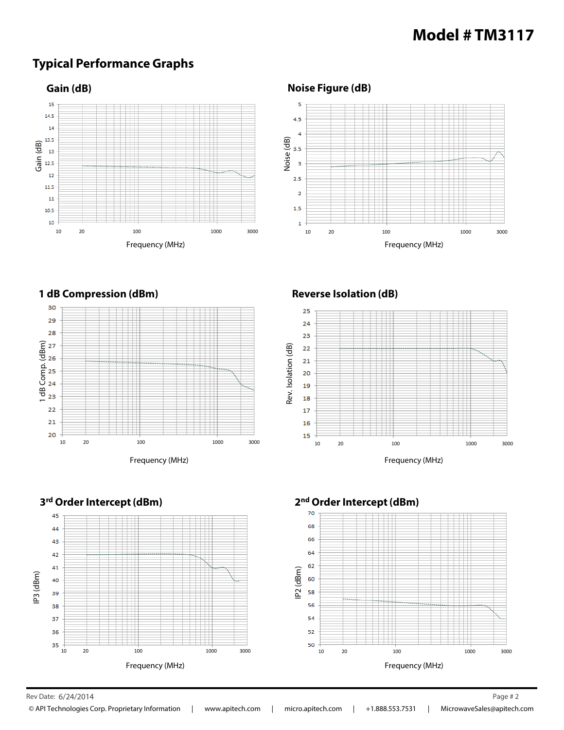# Model # TM3117

## Typical Performance Graphs

### Gain (dB)

Gain (dB)

Frequency (MHz)

### Noise Figure (dB)

Noise (dB)

Frequency (MHz)

### 1 dB Compression (dBm)

1 dB Comp. (dBm)

Frequency (MHz)

### Reverse Isolation (dB)

Rev. Isolation (dB)

Frequency (MHz)

### 3rd Order Intercept (dBm)

IP3 (dBm)

Frequency (MHz)

### 2nd Order Intercept (dBm)

IP2 (dBm)

Frequency (MHz)

Rev Date: 6/24/2014

© API Technologies Corp. Proprietary Information | www.apitech.com | micro.apitech.com | +1.888.553.7531 | MicrowaveSales@apitech.com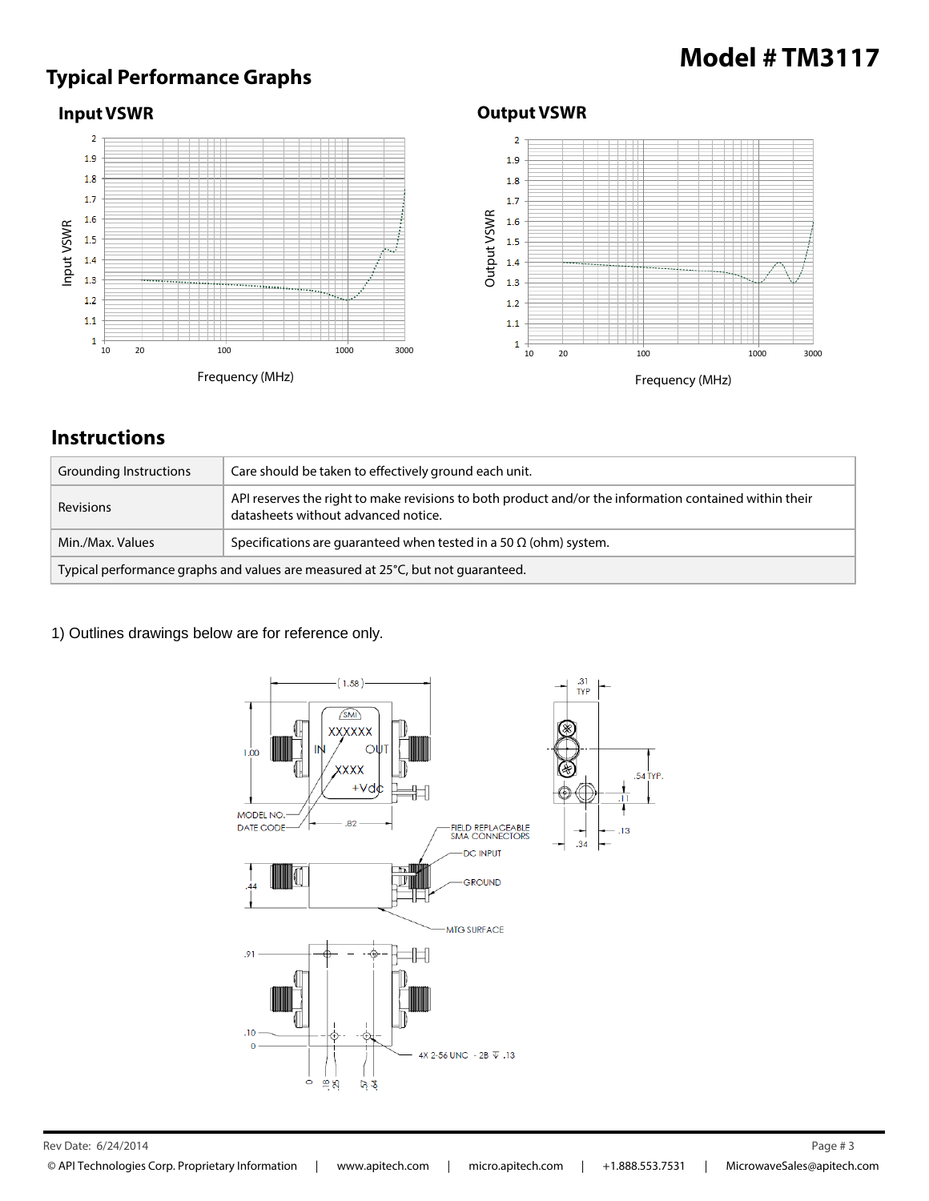# Model # TM3117

## Typical Performance Graphs

### Input VSWR

Input VSWR

2
1.9
1.8
1.7
1.6
1.5
1.4
1.3
1.2
1.1
1

10 20 100 1000 3000

Frequency (MHz)

### Output VSWR

Output VSWR

2
1.9
1.8
1.7
1.6
1.5
1.4
1.3
1.2
1.1
1

10 20 100 1000 3000

Frequency (MHz)

## Instructions

| | |
|---|---|
| Grounding Instructions | Care should be taken to effectively ground each unit. |
| Revisions | API reserves the right to make revisions to both product and/or the information contained within their datasheets without advanced notice. |
| Min./Max. Values | Specifications are guaranteed when tested in a 50 Ω (ohm) system. |
| Typical performance graphs and values are measured at 25°C, but not guaranteed. | |

1) Outlines drawings below are for reference only.

(1.58)
1.00
SMI
XXXXXX
IN
OUT
XXXX
+Vdc
MODEL NO.
DATE CODE
.82
.31 TYP
.54 TYP.
.11
.13
.34
FIELD REPLACEABLE SMA CONNECTORS
DC INPUT
GROUND
.44
MTG SURFACE
.91
.10
0
4X 2-56 UNC - 2B ⫐ .13
0 .18 .25 .57 .64